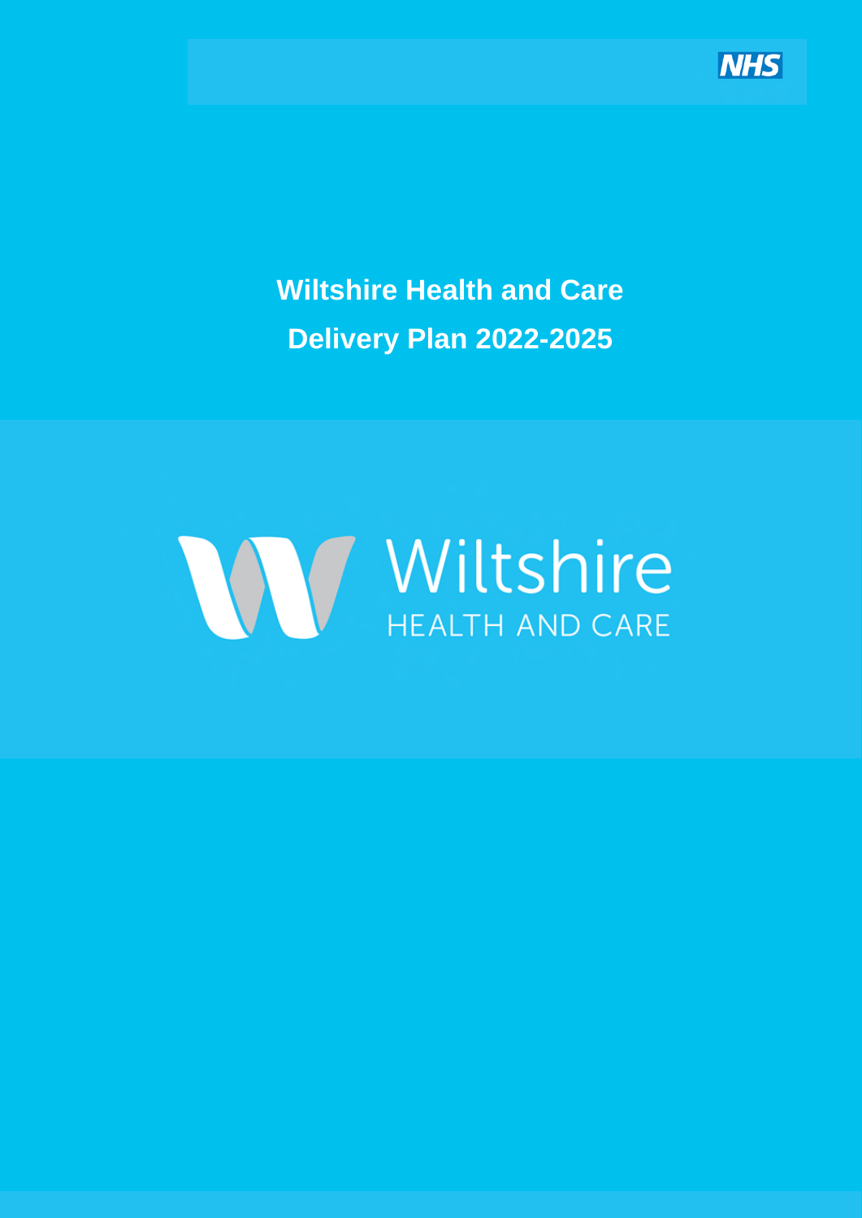NHS

# Wiltshire Health and Care Delivery Plan 2022-2025

Wiltshire

HEALTH AND CARE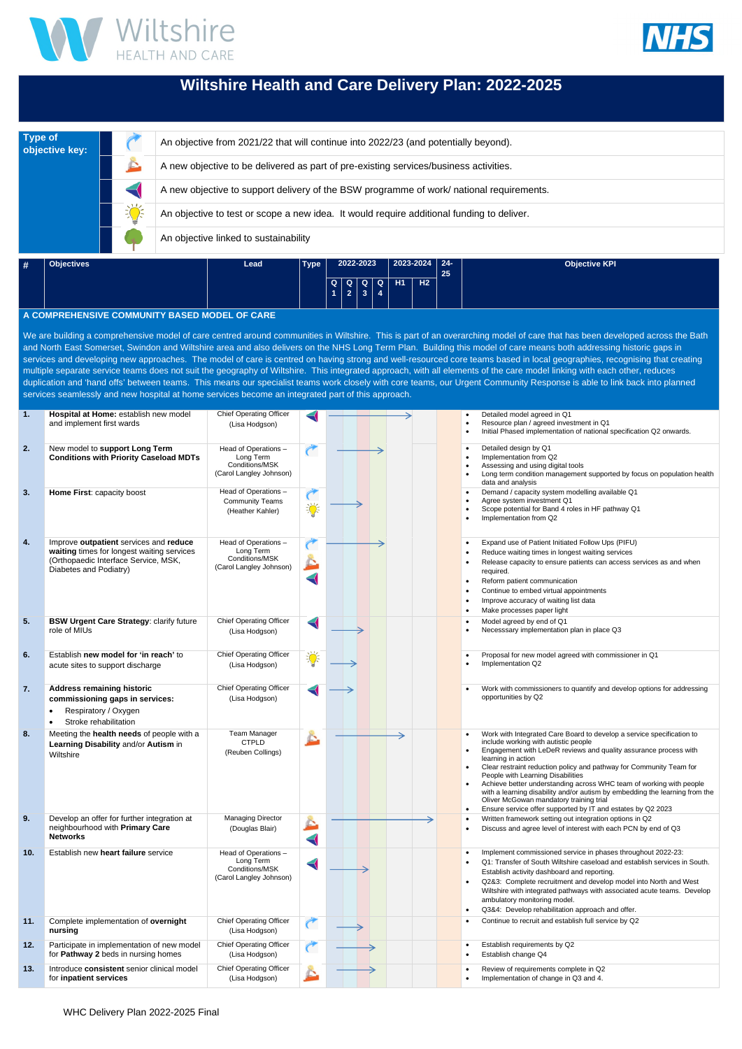# Wiltshire Health and Care Delivery Plan: 2022-2025

| Type of objective key: | |
|---|---|
| (continuing arrow icon) | An objective from 2021/22 that will continue into 2022/23 (and potentially beyond). |
| (worker icon) | A new objective to be delivered as part of pre-existing services/business activities. |
| (BSW icon) | A new objective to support delivery of the BSW programme of work/ national requirements. |
| (lightbulb icon) | An objective to test or scope a new idea. It would require additional funding to deliver. |
| (tree icon) | An objective linked to sustainability |

## A COMPREHENSIVE COMMUNITY BASED MODEL OF CARE

We are building a comprehensive model of care centred around communities in Wiltshire. This is part of an overarching model of care that has been developed across the Bath and North East Somerset, Swindon and Wiltshire area and also delivers on the NHS Long Term Plan. Building this model of care means both addressing historic gaps in services and developing new approaches. The model of care is centred on having strong and well-resourced core teams based in local geographies, recognising that creating multiple separate service teams does not suit the geography of Wiltshire. This integrated approach, with all elements of the care model linking with each other, reduces duplication and 'hand offs' between teams. This means our specialist teams work closely with core teams, our Urgent Community Response is able to link back into planned services seamlessly and new hospital at home services become an integrated part of this approach.

| # | Objectives | Lead | Type | 2022-2023 Q1 | Q2 | Q3 | Q4 | 2023-2024 H1 | H2 | 24-25 | Objective KPI |
|---|---|---|---|---|---|---|---|---|---|---|---|
| 1. | **Hospital at Home:** establish new model and implement first wards | Chief Operating Officer (Lisa Hodgson) | BSW | → | → | → | → | → | | | • Detailed model agreed in Q1<br>• Resource plan / agreed investment in Q1<br>• Initial Phased implementation of national specification Q2 onwards. |
| 2. | New model to **support Long Term Conditions with Priority Caseload MDTs** | Head of Operations – Long Term Conditions/MSK (Carol Langley Johnson) | Continuing | → | → | → | | | | | • Detailed design by Q1<br>• Implementation from Q2<br>• Assessing and using digital tools<br>• Long term condition management supported by focus on population health data and analysis |
| 3. | **Home First**: capacity boost | Head of Operations – Community Teams (Heather Kahler) | Continuing, Test/scope | → | → | | | | | | • Demand / capacity system modelling available Q1<br>• Agree system investment Q1<br>• Scope potential for Band 4 roles in HF pathway Q1<br>• Implementation from Q2 |
| 4. | Improve **outpatient** services and **reduce waiting** times for longest waiting services (Orthopaedic Interface Service, MSK, Diabetes and Podiatry) | Head of Operations – Long Term Conditions/MSK (Carol Langley Johnson) | Continuing, New, BSW | → | → | → | | | | | • Expand use of Patient Initiated Follow Ups (PIFU)<br>• Reduce waiting times in longest waiting services<br>• Release capacity to ensure patients can access services as and when required.<br>• Reform patient communication<br>• Continue to embed virtual appointments<br>• Improve accuracy of waiting list data<br>• Make processes paper light |
| 5. | **BSW Urgent Care Strategy**: clarify future role of MIUs | Chief Operating Officer (Lisa Hodgson) | BSW | → | → | → | | | | | • Model agreed by end of Q1<br>• Necesssary implementation plan in place Q3 |
| 6. | Establish **new model for 'in reach'** to acute sites to support discharge | Chief Operating Officer (Lisa Hodgson) | Test/scope | → | → | | | | | | • Proposal for new model agreed with commissioner in Q1<br>• Implementation Q2 |
| 7. | **Address remaining historic commissioning gaps in services:**<br>• Respiratory / Oxygen<br>• Stroke rehabilitation | Chief Operating Officer (Lisa Hodgson) | BSW | → | → | | | | | | • Work with commissioners to quantify and develop options for addressing opportunities by Q2 |
| 8. | Meeting the **health needs** of people with a **Learning Disability** and/or **Autism** in Wiltshire | Team Manager CTPLD (Reuben Collings) | New | → | → | → | → | → | | | • Work with Integrated Care Board to develop a service specification to include working with autistic people<br>• Engagement with LeDeR reviews and quality assurance process with learning in action<br>• Clear restraint reduction policy and pathway for Community Team for People with Learning Disabilities<br>• Achieve better understanding across WHC team of working with people with a learning disability and/or autism by embedding the learning from the Oliver McGowan mandatory training trial<br>• Ensure service offer supported by IT and estates by Q2 2023 |
| 9. | Develop an offer for further integration at neighbourhood with **Primary Care Networks** | Managing Director (Douglas Blair) | New, BSW | → | → | → | → | → | → | | • Written framework setting out integration options in Q2<br>• Discuss and agree level of interest with each PCN by end of Q3 |
| 10. | Establish new **heart failure** service | Head of Operations – Long Term Conditions/MSK (Carol Langley Johnson) | BSW | → | → | → | | | | | • Implement commissioned service in phases throughout 2022-23:<br>• Q1: Transfer of South Wiltshire caseload and establish services in South. Establish activity dashboard and reporting.<br>• Q2&3: Complete recruitment and develop model into North and West Wiltshire with integrated pathways with associated acute teams. Develop ambulatory monitoring model.<br>• Q3&4: Develop rehabilitation approach and offer. |
| 11. | Complete implementation of **overnight nursing** | Chief Operating Officer (Lisa Hodgson) | Continuing | → | → | | | | | | • Continue to recruit and establish full service by Q2 |
| 12. | Participate in implementation of new model for **Pathway 2** beds in nursing homes | Chief Operating Officer (Lisa Hodgson) | Continuing | → | → | → | | | | | • Establish requirements by Q2<br>• Establish change Q4 |
| 13. | Introduce **consistent** senior clinical model for **inpatient services** | Chief Operating Officer (Lisa Hodgson) | New | → | → | → | | | | | • Review of requirements complete in Q2<br>• Implementation of change in Q3 and 4. |

WHC Delivery Plan 2022-2025 Final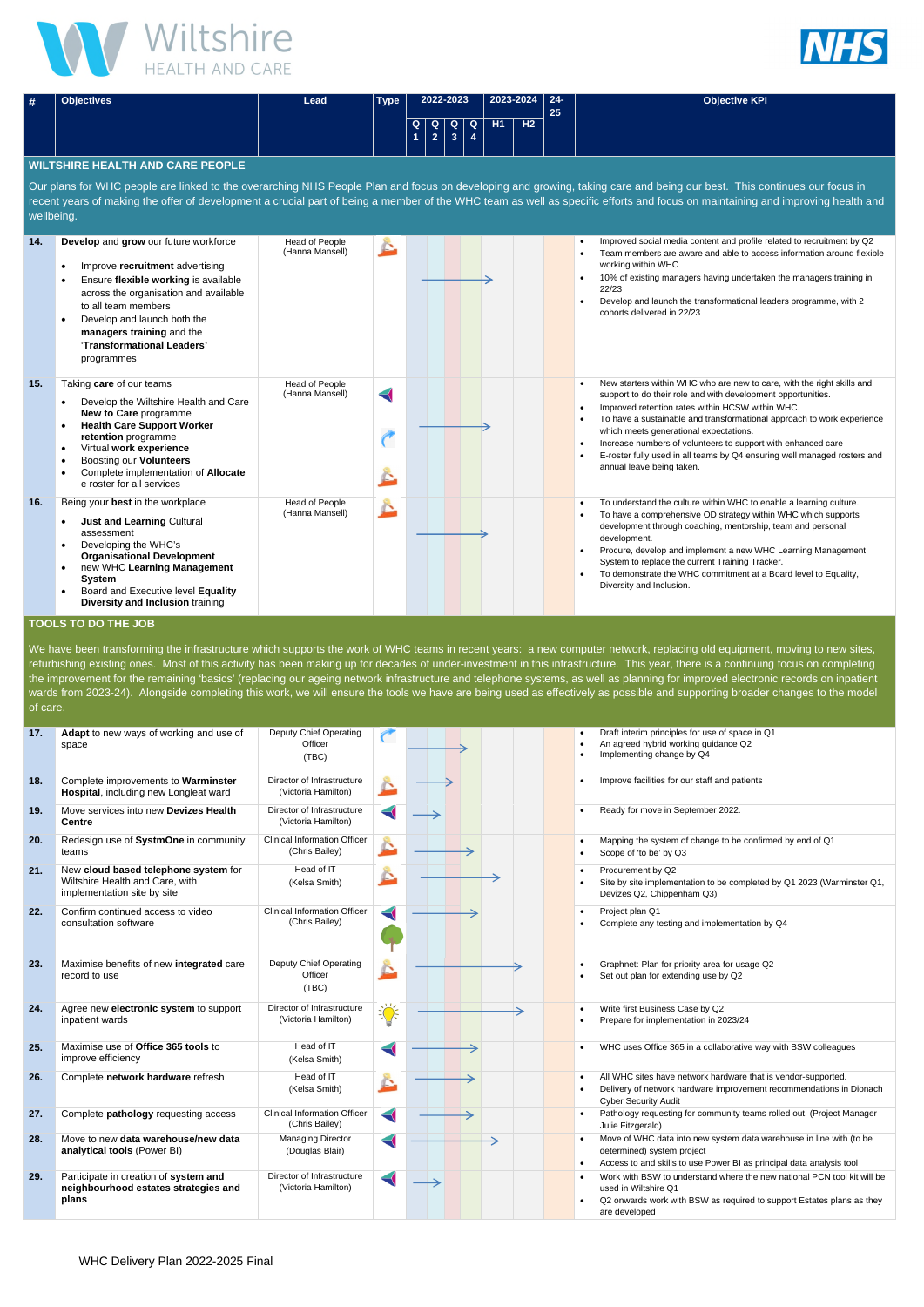| # | Objectives | Lead | Type | 2022-2023 | | | | 2023-2024 | | 24-25 | Objective KPI |
|---|---|---|---|---|---|---|---|---|---|---|---|
| | | | | Q1 | Q2 | Q3 | Q4 | H1 | H2 | | |

## WILTSHIRE HEALTH AND CARE PEOPLE

Our plans for WHC people are linked to the overarching NHS People Plan and focus on developing and growing, taking care and being our best. This continues our focus in recent years of making the offer of development a crucial part of being a member of the WHC team as well as specific efforts and focus on maintaining and improving health and wellbeing.

| # | Objectives | Lead | Objective KPI |
|---|---|---|---|
| 14. | **Develop** and **grow** our future workforce<br>• Improve **recruitment** advertising<br>• Ensure **flexible working** is available across the organisation and available to all team members<br>• Develop and launch both the **managers training** and the '**Transformational Leaders**' programmes | Head of People (Hanna Mansell) | • Improved social media content and profile related to recruitment by Q2<br>• Team members are aware and able to access information around flexible working within WHC<br>• 10% of existing managers having undertaken the managers training in 22/23<br>• Develop and launch the transformational leaders programme, with 2 cohorts delivered in 22/23 |
| 15. | Taking **care** of our teams<br>• Develop the Wiltshire Health and Care **New to Care** programme<br>• **Health Care Support Worker retention** programme<br>• Virtual **work experience**<br>• Boosting our **Volunteers**<br>• Complete implementation of **Allocate** e roster for all services | Head of People (Hanna Mansell) | • New starters within WHC who are new to care, with the right skills and support to do their role and with development opportunities.<br>• Improved retention rates within HCSW within WHC.<br>• To have a sustainable and transformational approach to work experience which meets generational expectations.<br>• Increase numbers of volunteers to support with enhanced care<br>• E-roster fully used in all teams by Q4 ensuring well managed rosters and annual leave being taken. |
| 16. | Being your **best** in the workplace<br>• **Just and Learning** Cultural assessment<br>• Developing the WHC's **Organisational Development**<br>• new WHC **Learning Management System**<br>• Board and Executive level **Equality Diversity and Inclusion** training | Head of People (Hanna Mansell) | • To understand the culture within WHC to enable a learning culture.<br>• To have a comprehensive OD strategy within WHC which supports development through coaching, mentorship, team and personal development.<br>• Procure, develop and implement a new WHC Learning Management System to replace the current Training Tracker.<br>• To demonstrate the WHC commitment at a Board level to Equality, Diversity and Inclusion. |

## TOOLS TO DO THE JOB

We have been transforming the infrastructure which supports the work of WHC teams in recent years: a new computer network, replacing old equipment, moving to new sites, refurbishing existing ones. Most of this activity has been making up for decades of under-investment in this infrastructure. This year, there is a continuing focus on completing the improvement for the remaining 'basics' (replacing our ageing network infrastructure and telephone systems, as well as planning for improved electronic records on inpatient wards from 2023-24). Alongside completing this work, we will ensure the tools we have are being used as effectively as possible and supporting broader changes to the model of care.

| # | Objectives | Lead | Objective KPI |
|---|---|---|---|
| 17. | **Adapt** to new ways of working and use of space | Deputy Chief Operating Officer (TBC) | • Draft interim principles for use of space in Q1<br>• An agreed hybrid working guidance Q2<br>• Implementing change by Q4 |
| 18. | Complete improvements to **Warminster Hospital**, including new Longleat ward | Director of Infrastructure (Victoria Hamilton) | • Improve facilities for our staff and patients |
| 19. | Move services into new **Devizes Health Centre** | Director of Infrastructure (Victoria Hamilton) | • Ready for move in September 2022. |
| 20. | Redesign use of **SystmOne** in community teams | Clinical Information Officer (Chris Bailey) | • Mapping the system of change to be confirmed by end of Q1<br>• Scope of 'to be' by Q3 |
| 21. | New **cloud based telephone system** for Wiltshire Health and Care, with implementation site by site | Head of IT (Kelsa Smith) | • Procurement by Q2<br>• Site by site implementation to be completed by Q1 2023 (Warminster Q1, Devizes Q2, Chippenham Q3) |
| 22. | Confirm continued access to video consultation software | Clinical Information Officer (Chris Bailey) | • Project plan Q1<br>• Complete any testing and implementation by Q4 |
| 23. | Maximise benefits of new **integrated** care record to use | Deputy Chief Operating Officer (TBC) | • Graphnet: Plan for priority area for usage Q2<br>• Set out plan for extending use by Q2 |
| 24. | Agree new **electronic system** to support inpatient wards | Director of Infrastructure (Victoria Hamilton) | • Write first Business Case by Q2<br>• Prepare for implementation in 2023/24 |
| 25. | Maximise use of **Office 365 tools** to improve efficiency | Head of IT (Kelsa Smith) | • WHC uses Office 365 in a collaborative way with BSW colleagues |
| 26. | Complete **network hardware** refresh | Head of IT (Kelsa Smith) | • All WHC sites have network hardware that is vendor-supported.<br>• Delivery of network hardware improvement recommendations in Dionach Cyber Security Audit |
| 27. | Complete **pathology** requesting access | Clinical Information Officer (Chris Bailey) | • Pathology requesting for community teams rolled out. (Project Manager Julie Fitzgerald) |
| 28. | Move to new **data warehouse/new data analytical tools** (Power BI) | Managing Director (Douglas Blair) | • Move of WHC data into new system data warehouse in line with (to be determined) system project<br>• Access to and skills to use Power BI as principal data analysis tool |
| 29. | Participate in creation of **system and neighbourhood estates strategies and plans** | Director of Infrastructure (Victoria Hamilton) | • Work with BSW to understand where the new national PCN tool kit will be used in Wiltshire Q1<br>• Q2 onwards work with BSW as required to support Estates plans as they are developed |

WHC Delivery Plan 2022-2025 Final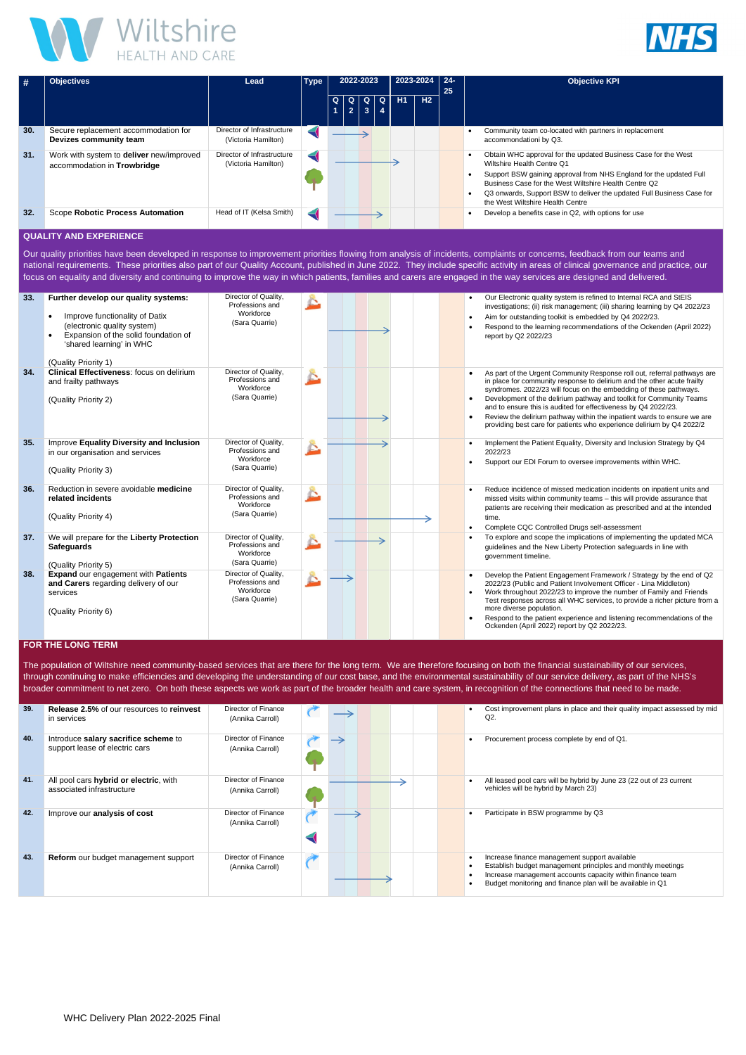| # | Objectives | Lead | Type | 2022-2023 | | | | 2023-2024 | | 24-25 | Objective KPI |
|---|---|---|---|---|---|---|---|---|---|---|---|
| | | | | Q 1 | Q 2 | Q 3 | Q 4 | H1 | H2 | | |
| 30. | Secure replacement accommodation for **Devizes community team** | Director of Infrastructure (Victoria Hamilton) | | | | | | | | | • Community team co-located with partners in replacement accommodationi by Q3. |
| 31. | Work with system to **deliver** new/improved accommodation in **Trowbridge** | Director of Infrastructure (Victoria Hamilton) | | | | | | | | | • Obtain WHC approval for the updated Business Case for the West Wiltshire Health Centre Q1<br>• Support BSW gaining approval from NHS England for the updated Full Business Case for the West Wiltshire Health Centre Q2<br>• Q3 onwards, Support BSW to deliver the updated Full Business Case for the West Wiltshire Health Centre |
| 32. | Scope **Robotic Process Automation** | Head of IT (Kelsa Smith) | | | | | | | | | • Develop a benefits case in Q2, with options for use |

## QUALITY AND EXPERIENCE

Our quality priorities have been developed in response to improvement priorities flowing from analysis of incidents, complaints or concerns, feedback from our teams and national requirements. These priorities also part of our Quality Account, published in June 2022. They include specific activity in areas of clinical governance and practice, our focus on equality and diversity and continuing to improve the way in which patients, families and carers are engaged in the way services are designed and delivered.

| # | Objectives | Lead | Type | Q 1 | Q 2 | Q 3 | Q 4 | H1 | H2 | 24-25 | Objective KPI |
|---|---|---|---|---|---|---|---|---|---|---|---|
| 33. | **Further develop our quality systems:**<br>• Improve functionality of Datix (electronic quality system)<br>• Expansion of the solid foundation of 'shared learning' in WHC<br><br>(Quality Priority 1) | Director of Quality, Professions and Workforce (Sara Quarrie) | | | | | | | | | • Our Electronic quality system is refined to Internal RCA and StEIS investigations; (ii) risk management; (iii) sharing learning by Q4 2022/23<br>• Aim for outstanding toolkit is embedded by Q4 2022/23.<br>• Respond to the learning recommendations of the Ockenden (April 2022) report by Q2 2022/23 |
| 34. | **Clinical Effectiveness**: focus on delirium and frailty pathways<br><br>(Quality Priority 2) | Director of Quality, Professions and Workforce (Sara Quarrie) | | | | | | | | | • As part of the Urgent Community Response roll out, referral pathways are in place for community response to delirium and the other acute frailty syndromes. 2022/23 will focus on the embedding of these pathways.<br>• Development of the delirium pathway and toolkit for Community Teams and to ensure this is audited for effectiveness by Q4 2022/23.<br>• Review the delirium pathway within the inpatient wards to ensure we are providing best care for patients who experience delirium by Q4 2022/2 |
| 35. | Improve **Equality Diversity and Inclusion** in our organisation and services<br><br>(Quality Priority 3) | Director of Quality, Professions and Workforce (Sara Quarrie) | | | | | | | | | • Implement the Patient Equality, Diversity and Inclusion Strategy by Q4 2022/23<br>• Support our EDI Forum to oversee improvements within WHC. |
| 36. | Reduction in severe avoidable **medicine related incidents**<br><br>(Quality Priority 4) | Director of Quality, Professions and Workforce (Sara Quarrie) | | | | | | | | | • Reduce incidence of missed medication incidents on inpatient units and missed visits within community teams – this will provide assurance that patients are receiving their medication as prescribed and at the intended time.<br>• Complete CQC Controlled Drugs self-assessment |
| 37. | We will prepare for the **Liberty Protection Safeguards**<br><br>(Quality Priority 5) | Director of Quality, Professions and Workforce (Sara Quarrie) | | | | | | | | | • To explore and scope the implications of implementing the updated MCA guidelines and the New Liberty Protection safeguards in line with government timeline. |
| 38. | **Expand** our engagement with **Patients and Carers** regarding delivery of our services<br><br>(Quality Priority 6) | Director of Quality, Professions and Workforce (Sara Quarrie) | | | | | | | | | • Develop the Patient Engagement Framework / Strategy by the end of Q2 2022/23 (Public and Patient Involvement Officer - Lina Middleton)<br>• Work throughout 2022/23 to improve the number of Family and Friends Test responses across all WHC services, to provide a richer picture from a more diverse population.<br>• Respond to the patient experience and listening recommendations of the Ockenden (April 2022) report by Q2 2022/23. |

## FOR THE LONG TERM

The population of Wiltshire need community-based services that are there for the long term. We are therefore focusing on both the financial sustainability of our services, through continuing to make efficiencies and developing the understanding of our cost base, and the environmental sustainability of our service delivery, as part of the NHS's broader commitment to net zero. On both these aspects we work as part of the broader health and care system, in recognition of the connections that need to be made.

| # | Objectives | Lead | Type | Q 1 | Q 2 | Q 3 | Q 4 | H1 | H2 | 24-25 | Objective KPI |
|---|---|---|---|---|---|---|---|---|---|---|---|
| 39. | **Release 2.5%** of our resources to **reinvest** in services | Director of Finance (Annika Carroll) | | | | | | | | | • Cost improvement plans in place and their quality impact assessed by mid Q2. |
| 40. | Introduce **salary sacrifice scheme** to support lease of electric cars | Director of Finance (Annika Carroll) | | | | | | | | | • Procurement process complete by end of Q1. |
| 41. | All pool cars **hybrid or electric**, with associated infrastructure | Director of Finance (Annika Carroll) | | | | | | | | | • All leased pool cars will be hybrid by June 23 (22 out of 23 current vehicles will be hybrid by March 23) |
| 42. | Improve our **analysis of cost** | Director of Finance (Annika Carroll) | | | | | | | | | • Participate in BSW programme by Q3 |
| 43. | **Reform** our budget management support | Director of Finance (Annika Carroll) | | | | | | | | | • Increase finance management support available<br>• Establish budget management principles and monthly meetings<br>• Increase management accounts capacity within finance team<br>• Budget monitoring and finance plan will be available in Q1 |